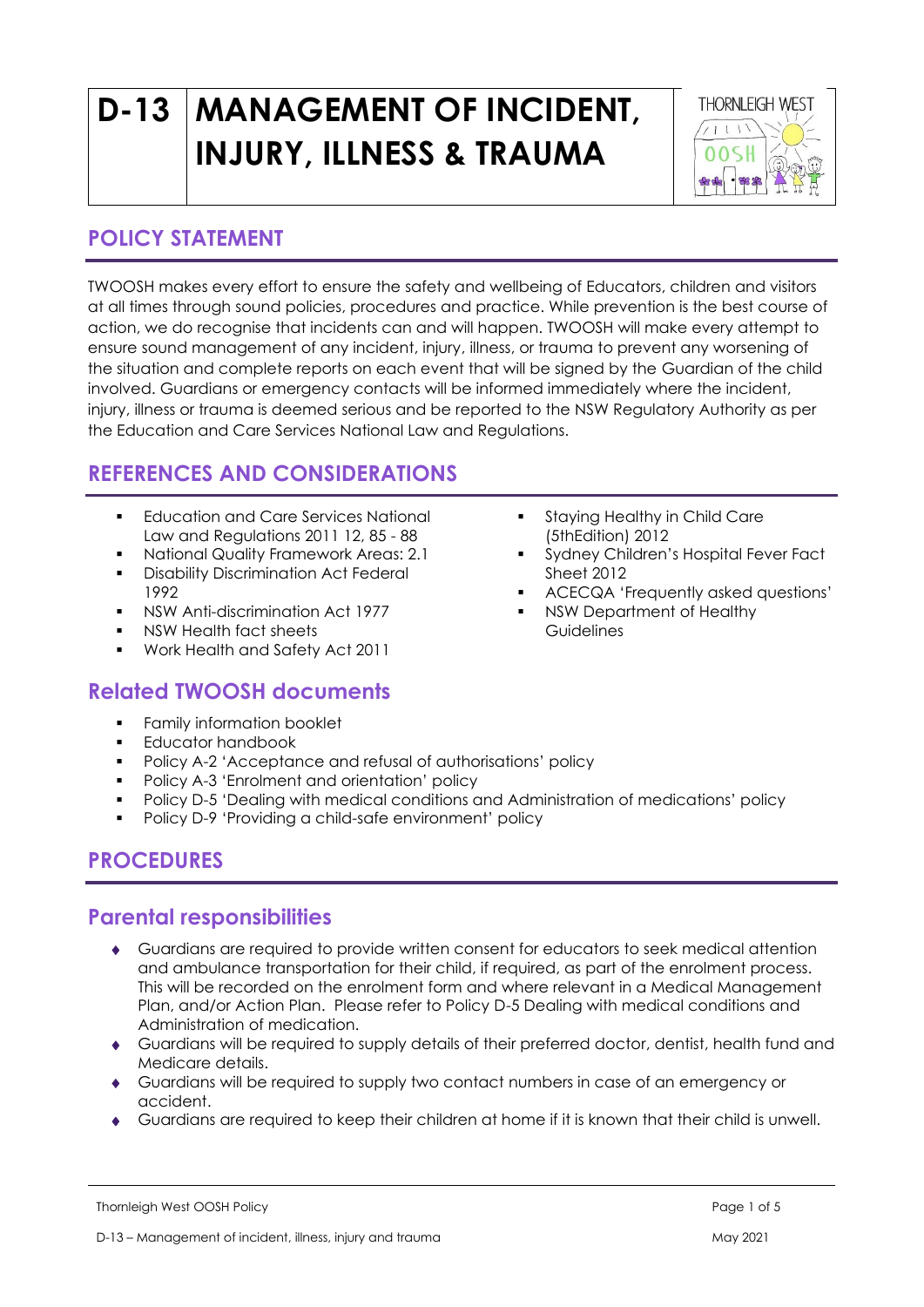# D-13 MANAGEMENT OF INCIDENT, INJURY, ILLNESS & TRAUMA

## POLICY STATEMENT

TWOOSH makes every effort to ensure the safety and wellbeing of Educators, children and visitors at all times through sound policies, procedures and practice. While prevention is the best course of action, we do recognise that incidents can and will happen. TWOOSH will make every attempt to ensure sound management of any incident, injury, illness, or trauma to prevent any worsening of the situation and complete reports on each event that will be signed by the Guardian of the child involved. Guardians or emergency contacts will be informed immediately where the incident, injury, illness or trauma is deemed serious and be reported to the NSW Regulatory Authority as per the Education and Care Services National Law and Regulations.

## REFERENCES AND CONSIDERATIONS

- Education and Care Services National Law and Regulations 2011 12, 85 - 88
- National Quality Framework Areas: 2.1
- Disability Discrimination Act Federal 1992
- NSW Anti-discrimination Act 1977
- NSW Health fact sheets
- Work Health and Safety Act 2011
- Staying Healthy in Child Care (5thEdition) 2012
- Sydney Children's Hospital Fever Fact Sheet 2012
- ACECQA 'Frequently asked questions'
- NSW Department of Healthy Guidelines

## Related TWOOSH documents

- Family information booklet
- Educator handbook
- Policy A-2 'Acceptance and refusal of authorisations' policy
- Policy A-3 'Enrolment and orientation' policy
- Policy D-5 'Dealing with medical conditions and Administration of medications' policy
- Policy D-9 'Providing a child-safe environment' policy

## PROCEDURES

## Parental responsibilities

- Guardians are required to provide written consent for educators to seek medical attention and ambulance transportation for their child, if required, as part of the enrolment process. This will be recorded on the enrolment form and where relevant in a Medical Management Plan, and/or Action Plan. Please refer to Policy D-5 Dealing with medical conditions and Administration of medication.
- Guardians will be required to supply details of their preferred doctor, dentist, health fund and Medicare details.
- Guardians will be required to supply two contact numbers in case of an emergency or accident.
- Guardians are required to keep their children at home if it is known that their child is unwell.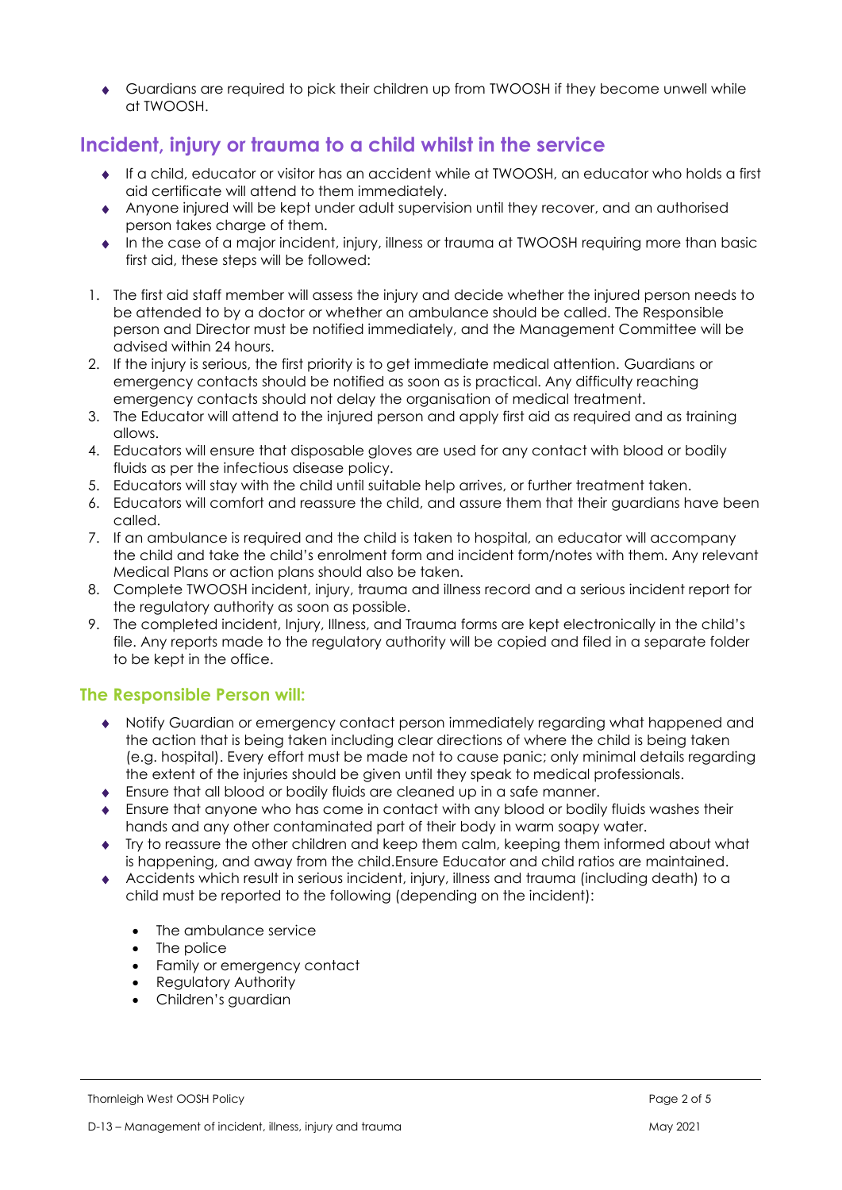- Guardians are required to pick their children up from TWOOSH if they become unwell while at TWOOSH.

## Incident, injury or trauma to a child whilst in the service

- If a child, educator or visitor has an accident while at TWOOSH, an educator who holds a first aid certificate will attend to them immediately.
- Anyone injured will be kept under adult supervision until they recover, and an authorised person takes charge of them.
- In the case of a major incident, injury, illness or trauma at TWOOSH requiring more than basic first aid, these steps will be followed:

1. The first aid staff member will assess the injury and decide whether the injured person needs to be attended to by a doctor or whether an ambulance should be called. The Responsible person and Director must be notified immediately, and the Management Committee will be advised within 24 hours.
2. If the injury is serious, the first priority is to get immediate medical attention. Guardians or emergency contacts should be notified as soon as is practical. Any difficulty reaching emergency contacts should not delay the organisation of medical treatment.
3. The Educator will attend to the injured person and apply first aid as required and as training allows.
4. Educators will ensure that disposable gloves are used for any contact with blood or bodily fluids as per the infectious disease policy.
5. Educators will stay with the child until suitable help arrives, or further treatment taken.
6. Educators will comfort and reassure the child, and assure them that their guardians have been called.
7. If an ambulance is required and the child is taken to hospital, an educator will accompany the child and take the child's enrolment form and incident form/notes with them. Any relevant Medical Plans or action plans should also be taken.
8. Complete TWOOSH incident, injury, trauma and illness record and a serious incident report for the regulatory authority as soon as possible.
9. The completed incident, Injury, Illness, and Trauma forms are kept electronically in the child's file. Any reports made to the regulatory authority will be copied and filed in a separate folder to be kept in the office.

### The Responsible Person will:

- Notify Guardian or emergency contact person immediately regarding what happened and the action that is being taken including clear directions of where the child is being taken (e.g. hospital). Every effort must be made not to cause panic; only minimal details regarding the extent of the injuries should be given until they speak to medical professionals.
- Ensure that all blood or bodily fluids are cleaned up in a safe manner.
- Ensure that anyone who has come in contact with any blood or bodily fluids washes their hands and any other contaminated part of their body in warm soapy water.
- Try to reassure the other children and keep them calm, keeping them informed about what is happening, and away from the child.Ensure Educator and child ratios are maintained.
- Accidents which result in serious incident, injury, illness and trauma (including death) to a child must be reported to the following (depending on the incident):
    - The ambulance service
    - The police
    - Family or emergency contact
    - Regulatory Authority
    - Children's guardian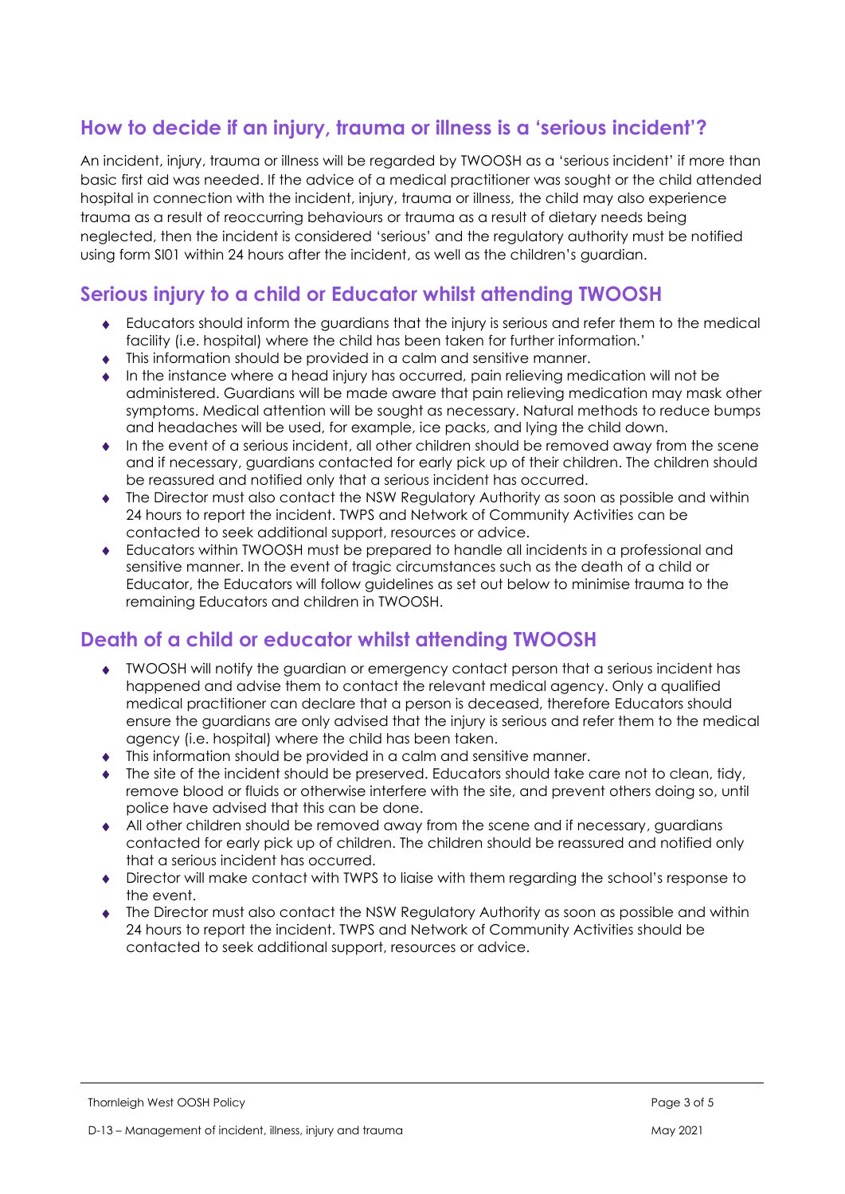## How to decide if an injury, trauma or illness is a 'serious incident'?

An incident, injury, trauma or illness will be regarded by TWOOSH as a 'serious incident' if more than basic first aid was needed. If the advice of a medical practitioner was sought or the child attended hospital in connection with the incident, injury, trauma or illness, the child may also experience trauma as a result of reoccurring behaviours or trauma as a result of dietary needs being neglected, then the incident is considered 'serious' and the regulatory authority must be notified using form SI01 within 24 hours after the incident, as well as the children's guardian.

## Serious injury to a child or Educator whilst attending TWOOSH

- Educators should inform the guardians that the injury is serious and refer them to the medical facility (i.e. hospital) where the child has been taken for further information.'
- This information should be provided in a calm and sensitive manner.
- In the instance where a head injury has occurred, pain relieving medication will not be administered. Guardians will be made aware that pain relieving medication may mask other symptoms. Medical attention will be sought as necessary. Natural methods to reduce bumps and headaches will be used, for example, ice packs, and lying the child down.
- In the event of a serious incident, all other children should be removed away from the scene and if necessary, guardians contacted for early pick up of their children. The children should be reassured and notified only that a serious incident has occurred.
- The Director must also contact the NSW Regulatory Authority as soon as possible and within 24 hours to report the incident. TWPS and Network of Community Activities can be contacted to seek additional support, resources or advice.
- Educators within TWOOSH must be prepared to handle all incidents in a professional and sensitive manner. In the event of tragic circumstances such as the death of a child or Educator, the Educators will follow guidelines as set out below to minimise trauma to the remaining Educators and children in TWOOSH.

## Death of a child or educator whilst attending TWOOSH

- TWOOSH will notify the guardian or emergency contact person that a serious incident has happened and advise them to contact the relevant medical agency. Only a qualified medical practitioner can declare that a person is deceased, therefore Educators should ensure the guardians are only advised that the injury is serious and refer them to the medical agency (i.e. hospital) where the child has been taken.
- This information should be provided in a calm and sensitive manner.
- The site of the incident should be preserved. Educators should take care not to clean, tidy, remove blood or fluids or otherwise interfere with the site, and prevent others doing so, until police have advised that this can be done.
- All other children should be removed away from the scene and if necessary, guardians contacted for early pick up of children. The children should be reassured and notified only that a serious incident has occurred.
- Director will make contact with TWPS to liaise with them regarding the school's response to the event.
- The Director must also contact the NSW Regulatory Authority as soon as possible and within 24 hours to report the incident. TWPS and Network of Community Activities should be contacted to seek additional support, resources or advice.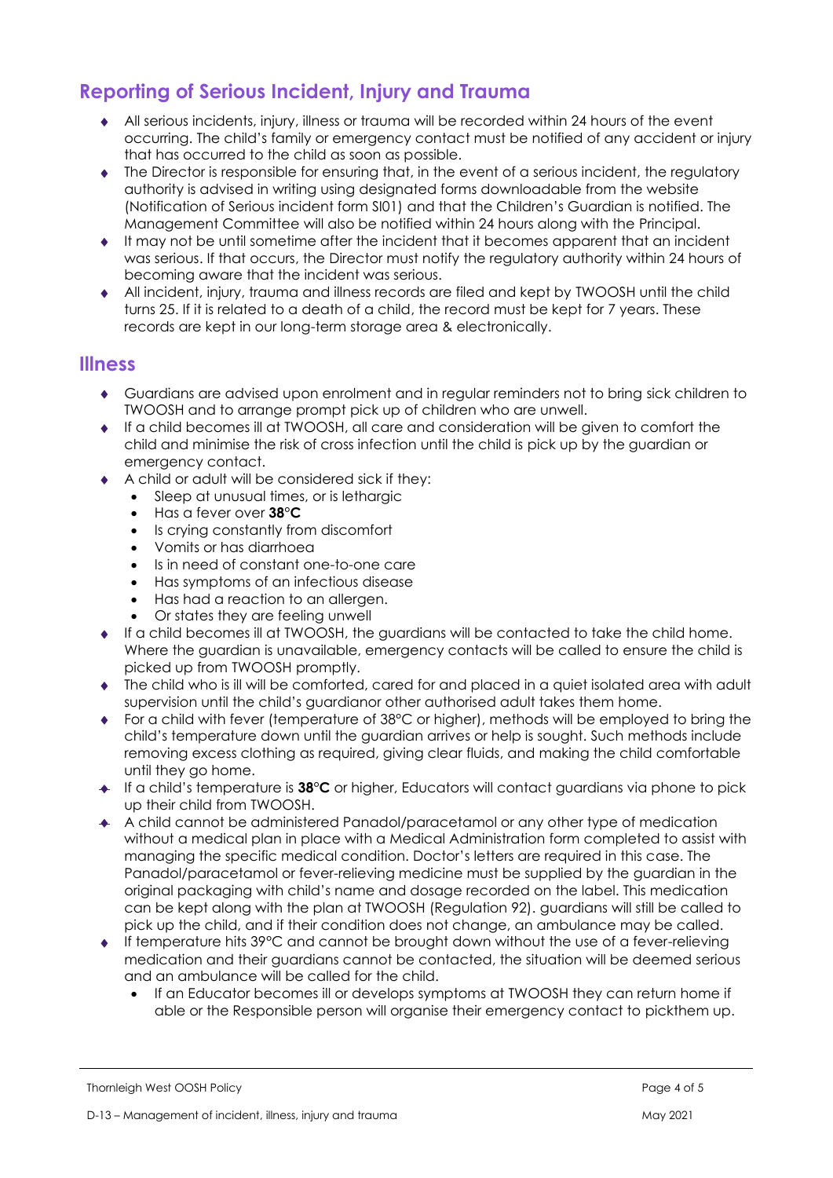## Reporting of Serious Incident, Injury and Trauma

- All serious incidents, injury, illness or trauma will be recorded within 24 hours of the event occurring. The child's family or emergency contact must be notified of any accident or injury that has occurred to the child as soon as possible.
- The Director is responsible for ensuring that, in the event of a serious incident, the regulatory authority is advised in writing using designated forms downloadable from the website (Notification of Serious incident form SI01) and that the Children's Guardian is notified. The Management Committee will also be notified within 24 hours along with the Principal.
- It may not be until sometime after the incident that it becomes apparent that an incident was serious. If that occurs, the Director must notify the regulatory authority within 24 hours of becoming aware that the incident was serious.
- All incident, injury, trauma and illness records are filed and kept by TWOOSH until the child turns 25. If it is related to a death of a child, the record must be kept for 7 years. These records are kept in our long-term storage area & electronically.

## Illness

- Guardians are advised upon enrolment and in regular reminders not to bring sick children to TWOOSH and to arrange prompt pick up of children who are unwell.
- If a child becomes ill at TWOOSH, all care and consideration will be given to comfort the child and minimise the risk of cross infection until the child is pick up by the guardian or emergency contact.
- A child or adult will be considered sick if they:
  - Sleep at unusual times, or is lethargic
  - Has a fever over **38°C**
  - Is crying constantly from discomfort
  - Vomits or has diarrhoea
  - Is in need of constant one-to-one care
  - Has symptoms of an infectious disease
  - Has had a reaction to an allergen.
  - Or states they are feeling unwell
- If a child becomes ill at TWOOSH, the guardians will be contacted to take the child home. Where the guardian is unavailable, emergency contacts will be called to ensure the child is picked up from TWOOSH promptly.
- The child who is ill will be comforted, cared for and placed in a quiet isolated area with adult supervision until the child's guardianor other authorised adult takes them home.
- For a child with fever (temperature of 38°C or higher), methods will be employed to bring the child's temperature down until the guardian arrives or help is sought. Such methods include removing excess clothing as required, giving clear fluids, and making the child comfortable until they go home.
- If a child's temperature is **38°C** or higher, Educators will contact guardians via phone to pick up their child from TWOOSH.
- A child cannot be administered Panadol/paracetamol or any other type of medication without a medical plan in place with a Medical Administration form completed to assist with managing the specific medical condition. Doctor's letters are required in this case. The Panadol/paracetamol or fever-relieving medicine must be supplied by the guardian in the original packaging with child's name and dosage recorded on the label. This medication can be kept along with the plan at TWOOSH (Regulation 92). guardians will still be called to pick up the child, and if their condition does not change, an ambulance may be called.
- If temperature hits 39°C and cannot be brought down without the use of a fever-relieving medication and their guardians cannot be contacted, the situation will be deemed serious and an ambulance will be called for the child.
  - If an Educator becomes ill or develops symptoms at TWOOSH they can return home if able or the Responsible person will organise their emergency contact to pickthem up.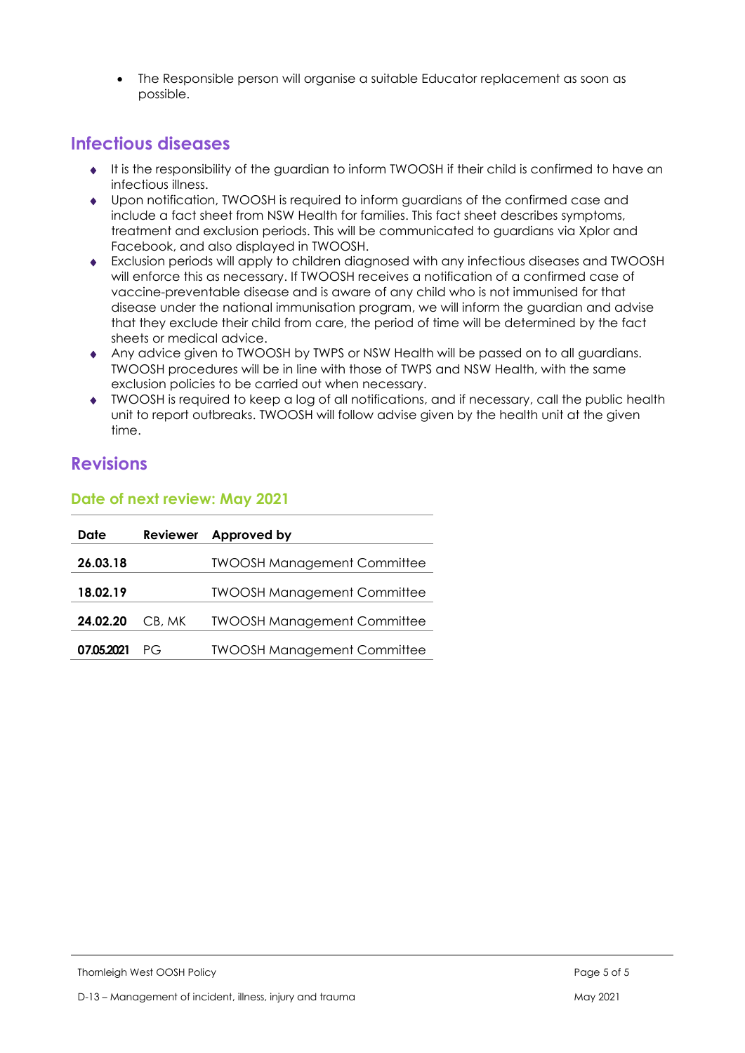- The Responsible person will organise a suitable Educator replacement as soon as possible.

## Infectious diseases

- It is the responsibility of the guardian to inform TWOOSH if their child is confirmed to have an infectious illness.
- Upon notification, TWOOSH is required to inform guardians of the confirmed case and include a fact sheet from NSW Health for families. This fact sheet describes symptoms, treatment and exclusion periods. This will be communicated to guardians via Xplor and Facebook, and also displayed in TWOOSH.
- Exclusion periods will apply to children diagnosed with any infectious diseases and TWOOSH will enforce this as necessary. If TWOOSH receives a notification of a confirmed case of vaccine-preventable disease and is aware of any child who is not immunised for that disease under the national immunisation program, we will inform the guardian and advise that they exclude their child from care, the period of time will be determined by the fact sheets or medical advice.
- Any advice given to TWOOSH by TWPS or NSW Health will be passed on to all guardians. TWOOSH procedures will be in line with those of TWPS and NSW Health, with the same exclusion policies to be carried out when necessary.
- TWOOSH is required to keep a log of all notifications, and if necessary, call the public health unit to report outbreaks. TWOOSH will follow advise given by the health unit at the given time.

## Revisions

### Date of next review: May 2021

| Date | Reviewer | Approved by |
|---|---|---|
| **26.03.18** | | TWOOSH Management Committee |
| **18.02.19** | | TWOOSH Management Committee |
| **24.02.20** | CB, MK | TWOOSH Management Committee |
| **07.05.2021** | PG | TWOOSH Management Committee |